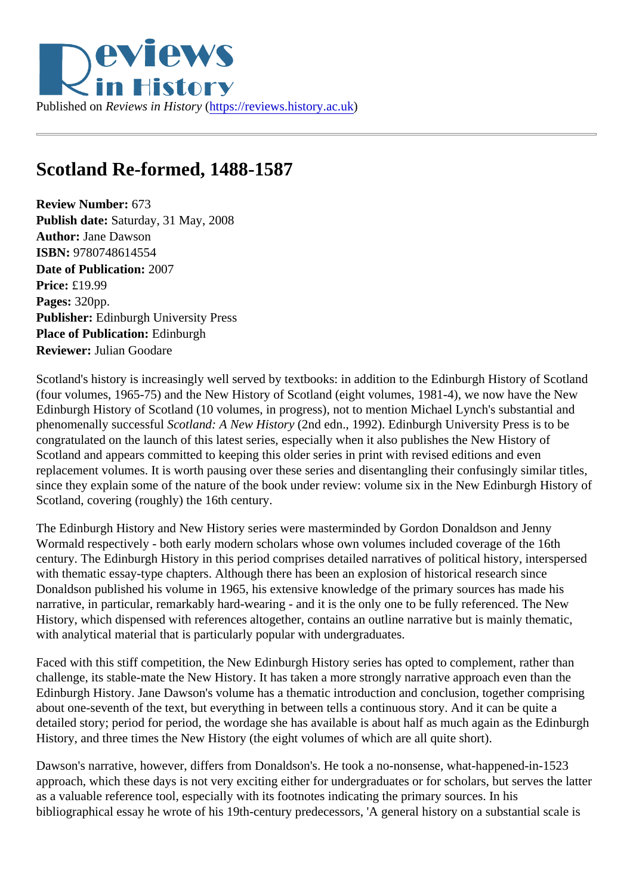Published on *Reviews in History* (https://reviews.history.ac.uk)

# Scotland Re-formed, 1488-1587

**Review Number:** 673
**Publish date:** Saturday, 31 May, 2008
**Author:** Jane Dawson
**ISBN:** 9780748614554
**Date of Publication:** 2007
**Price:** £19.99
**Pages:** 320pp.
**Publisher:** Edinburgh University Press
**Place of Publication:** Edinburgh
**Reviewer:** Julian Goodare

Scotland's history is increasingly well served by textbooks: in addition to the Edinburgh History of Scotland (four volumes, 1965-75) and the New History of Scotland (eight volumes, 1981-4), we now have the New Edinburgh History of Scotland (10 volumes, in progress), not to mention Michael Lynch's substantial and phenomenally successful *Scotland: A New History* (2nd edn., 1992). Edinburgh University Press is to be congratulated on the launch of this latest series, especially when it also publishes the New History of Scotland and appears committed to keeping this older series in print with revised editions and even replacement volumes. It is worth pausing over these series and disentangling their confusingly similar titles, since they explain some of the nature of the book under review: volume six in the New Edinburgh History of Scotland, covering (roughly) the 16th century.

The Edinburgh History and New History series were masterminded by Gordon Donaldson and Jenny Wormald respectively - both early modern scholars whose own volumes included coverage of the 16th century. The Edinburgh History in this period comprises detailed narratives of political history, interspersed with thematic essay-type chapters. Although there has been an explosion of historical research since Donaldson published his volume in 1965, his extensive knowledge of the primary sources has made his narrative, in particular, remarkably hard-wearing - and it is the only one to be fully referenced. The New History, which dispensed with references altogether, contains an outline narrative but is mainly thematic, with analytical material that is particularly popular with undergraduates.

Faced with this stiff competition, the New Edinburgh History series has opted to complement, rather than challenge, its stable-mate the New History. It has taken a more strongly narrative approach even than the Edinburgh History. Jane Dawson's volume has a thematic introduction and conclusion, together comprising about one-seventh of the text, but everything in between tells a continuous story. And it can be quite a detailed story; period for period, the wordage she has available is about half as much again as the Edinburgh History, and three times the New History (the eight volumes of which are all quite short).

Dawson's narrative, however, differs from Donaldson's. He took a no-nonsense, what-happened-in-1523 approach, which these days is not very exciting either for undergraduates or for scholars, but serves the latter as a valuable reference tool, especially with its footnotes indicating the primary sources. In his bibliographical essay he wrote of his 19th-century predecessors, 'A general history on a substantial scale is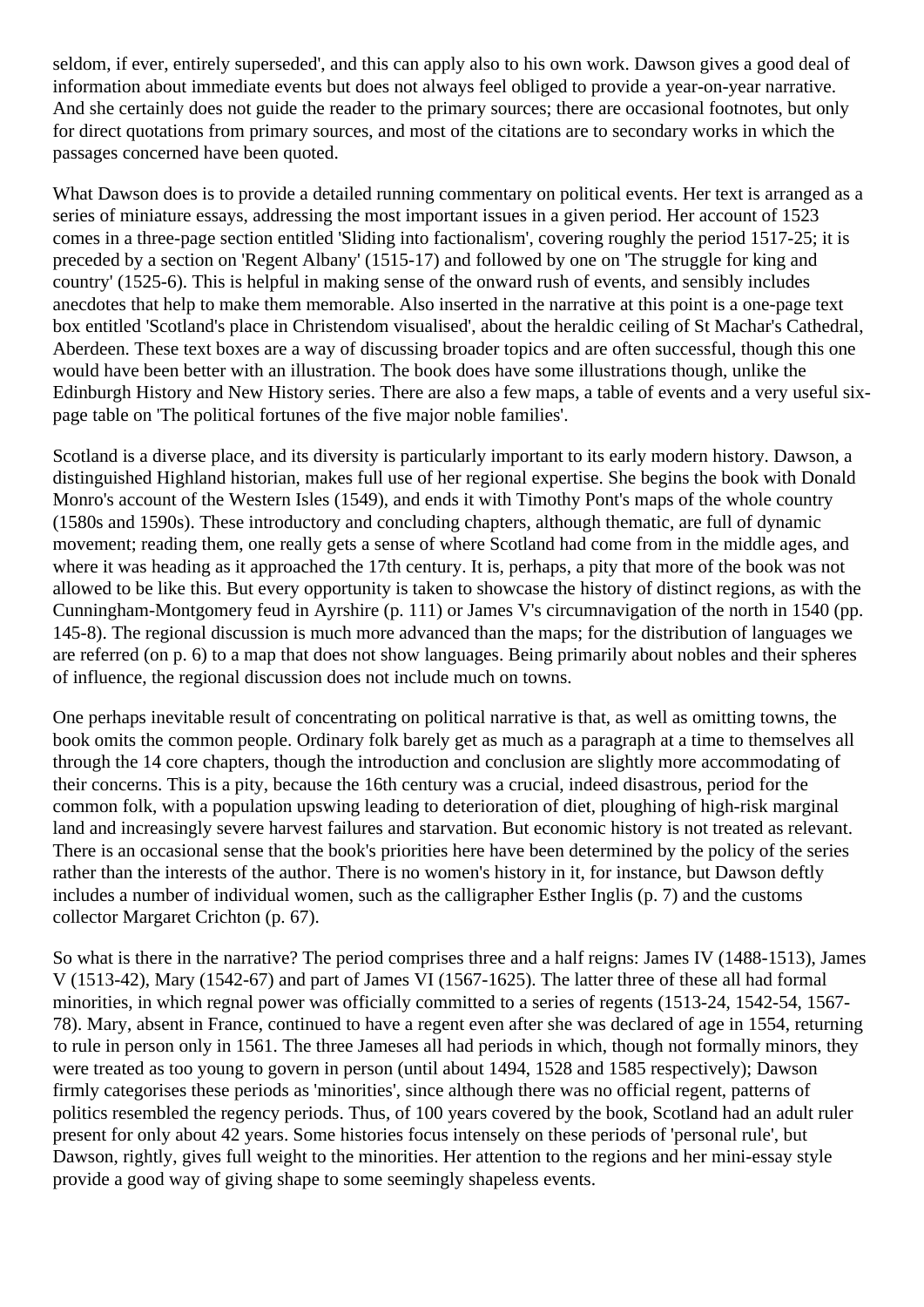seldom, if ever, entirely superseded', and this can apply also to his own work. Dawson gives a good deal of information about immediate events but does not always feel obliged to provide a year-on-year narrative. And she certainly does not guide the reader to the primary sources; there are occasional footnotes, but only for direct quotations from primary sources, and most of the citations are to secondary works in which the passages concerned have been quoted.

What Dawson does is to provide a detailed running commentary on political events. Her text is arranged as a series of miniature essays, addressing the most important issues in a given period. Her account of 1523 comes in a three-page section entitled 'Sliding into factionalism', covering roughly the period 1517-25; it is preceded by a section on 'Regent Albany' (1515-17) and followed by one on 'The struggle for king and country' (1525-6). This is helpful in making sense of the onward rush of events, and sensibly includes anecdotes that help to make them memorable. Also inserted in the narrative at this point is a one-page text box entitled 'Scotland's place in Christendom visualised', about the heraldic ceiling of St Machar's Cathedral, Aberdeen. These text boxes are a way of discussing broader topics and are often successful, though this one would have been better with an illustration. The book does have some illustrations though, unlike the Edinburgh History and New History series. There are also a few maps, a table of events and a very useful six-page table on 'The political fortunes of the five major noble families'.

Scotland is a diverse place, and its diversity is particularly important to its early modern history. Dawson, a distinguished Highland historian, makes full use of her regional expertise. She begins the book with Donald Monro's account of the Western Isles (1549), and ends it with Timothy Pont's maps of the whole country (1580s and 1590s). These introductory and concluding chapters, although thematic, are full of dynamic movement; reading them, one really gets a sense of where Scotland had come from in the middle ages, and where it was heading as it approached the 17th century. It is, perhaps, a pity that more of the book was not allowed to be like this. But every opportunity is taken to showcase the history of distinct regions, as with the Cunningham-Montgomery feud in Ayrshire (p. 111) or James V's circumnavigation of the north in 1540 (pp. 145-8). The regional discussion is much more advanced than the maps; for the distribution of languages we are referred (on p. 6) to a map that does not show languages. Being primarily about nobles and their spheres of influence, the regional discussion does not include much on towns.

One perhaps inevitable result of concentrating on political narrative is that, as well as omitting towns, the book omits the common people. Ordinary folk barely get as much as a paragraph at a time to themselves all through the 14 core chapters, though the introduction and conclusion are slightly more accommodating of their concerns. This is a pity, because the 16th century was a crucial, indeed disastrous, period for the common folk, with a population upswing leading to deterioration of diet, ploughing of high-risk marginal land and increasingly severe harvest failures and starvation. But economic history is not treated as relevant. There is an occasional sense that the book's priorities here have been determined by the policy of the series rather than the interests of the author. There is no women's history in it, for instance, but Dawson deftly includes a number of individual women, such as the calligrapher Esther Inglis (p. 7) and the customs collector Margaret Crichton (p. 67).

So what is there in the narrative? The period comprises three and a half reigns: James IV (1488-1513), James V (1513-42), Mary (1542-67) and part of James VI (1567-1625). The latter three of these all had formal minorities, in which regnal power was officially committed to a series of regents (1513-24, 1542-54, 1567-78). Mary, absent in France, continued to have a regent even after she was declared of age in 1554, returning to rule in person only in 1561. The three Jameses all had periods in which, though not formally minors, they were treated as too young to govern in person (until about 1494, 1528 and 1585 respectively); Dawson firmly categorises these periods as 'minorities', since although there was no official regent, patterns of politics resembled the regency periods. Thus, of 100 years covered by the book, Scotland had an adult ruler present for only about 42 years. Some histories focus intensely on these periods of 'personal rule', but Dawson, rightly, gives full weight to the minorities. Her attention to the regions and her mini-essay style provide a good way of giving shape to some seemingly shapeless events.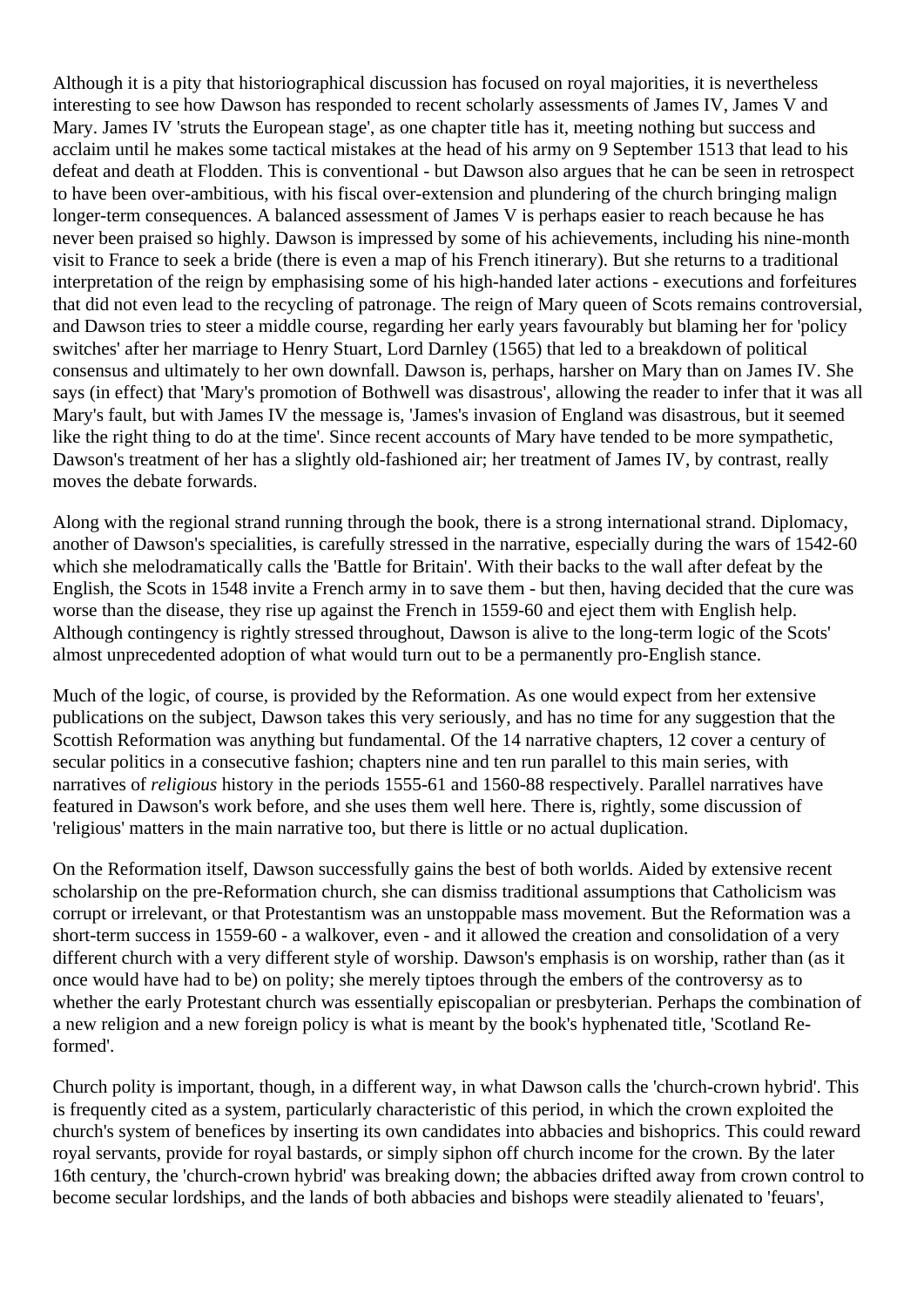Although it is a pity that historiographical discussion has focused on royal majorities, it is nevertheless interesting to see how Dawson has responded to recent scholarly assessments of James IV, James V and Mary. James IV 'struts the European stage', as one chapter title has it, meeting nothing but success and acclaim until he makes some tactical mistakes at the head of his army on 9 September 1513 that lead to his defeat and death at Flodden. This is conventional - but Dawson also argues that he can be seen in retrospect to have been over-ambitious, with his fiscal over-extension and plundering of the church bringing malign longer-term consequences. A balanced assessment of James V is perhaps easier to reach because he has never been praised so highly. Dawson is impressed by some of his achievements, including his nine-month visit to France to seek a bride (there is even a map of his French itinerary). But she returns to a traditional interpretation of the reign by emphasising some of his high-handed later actions - executions and forfeitures that did not even lead to the recycling of patronage. The reign of Mary queen of Scots remains controversial, and Dawson tries to steer a middle course, regarding her early years favourably but blaming her for 'policy switches' after her marriage to Henry Stuart, Lord Darnley (1565) that led to a breakdown of political consensus and ultimately to her own downfall. Dawson is, perhaps, harsher on Mary than on James IV. She says (in effect) that 'Mary's promotion of Bothwell was disastrous', allowing the reader to infer that it was all Mary's fault, but with James IV the message is, 'James's invasion of England was disastrous, but it seemed like the right thing to do at the time'. Since recent accounts of Mary have tended to be more sympathetic, Dawson's treatment of her has a slightly old-fashioned air; her treatment of James IV, by contrast, really moves the debate forwards.

Along with the regional strand running through the book, there is a strong international strand. Diplomacy, another of Dawson's specialities, is carefully stressed in the narrative, especially during the wars of 1542-60 which she melodramatically calls the 'Battle for Britain'. With their backs to the wall after defeat by the English, the Scots in 1548 invite a French army in to save them - but then, having decided that the cure was worse than the disease, they rise up against the French in 1559-60 and eject them with English help. Although contingency is rightly stressed throughout, Dawson is alive to the long-term logic of the Scots' almost unprecedented adoption of what would turn out to be a permanently pro-English stance.

Much of the logic, of course, is provided by the Reformation. As one would expect from her extensive publications on the subject, Dawson takes this very seriously, and has no time for any suggestion that the Scottish Reformation was anything but fundamental. Of the 14 narrative chapters, 12 cover a century of secular politics in a consecutive fashion; chapters nine and ten run parallel to this main series, with narratives of *religious* history in the periods 1555-61 and 1560-88 respectively. Parallel narratives have featured in Dawson's work before, and she uses them well here. There is, rightly, some discussion of 'religious' matters in the main narrative too, but there is little or no actual duplication.

On the Reformation itself, Dawson successfully gains the best of both worlds. Aided by extensive recent scholarship on the pre-Reformation church, she can dismiss traditional assumptions that Catholicism was corrupt or irrelevant, or that Protestantism was an unstoppable mass movement. But the Reformation was a short-term success in 1559-60 - a walkover, even - and it allowed the creation and consolidation of a very different church with a very different style of worship. Dawson's emphasis is on worship, rather than (as it once would have had to be) on polity; she merely tiptoes through the embers of the controversy as to whether the early Protestant church was essentially episcopalian or presbyterian. Perhaps the combination of a new religion and a new foreign policy is what is meant by the book's hyphenated title, 'Scotland Re-formed'.

Church polity is important, though, in a different way, in what Dawson calls the 'church-crown hybrid'. This is frequently cited as a system, particularly characteristic of this period, in which the crown exploited the church's system of benefices by inserting its own candidates into abbacies and bishoprics. This could reward royal servants, provide for royal bastards, or simply siphon off church income for the crown. By the later 16th century, the 'church-crown hybrid' was breaking down; the abbacies drifted away from crown control to become secular lordships, and the lands of both abbacies and bishops were steadily alienated to 'feuars',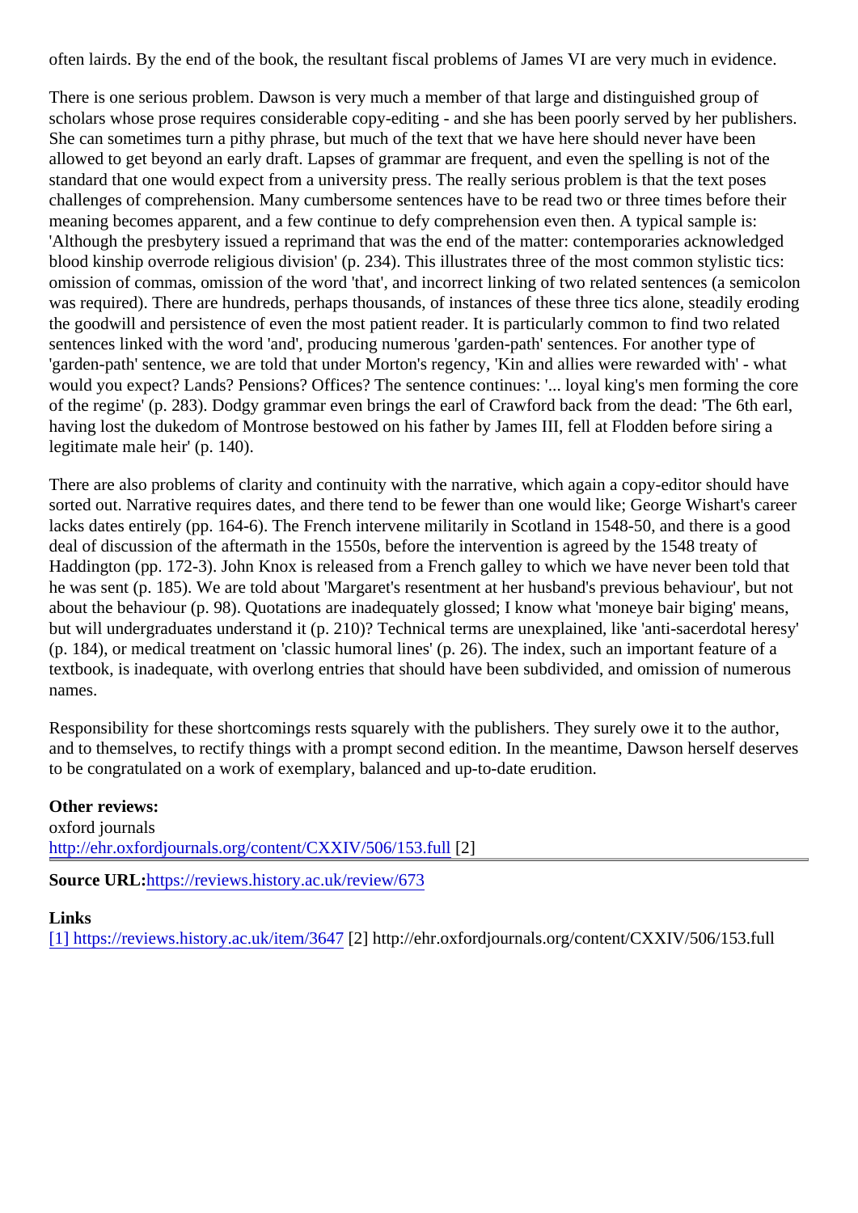often lairds. By the end of the book, the resultant fiscal problems of James VI are very much in evidence.

There is one serious problem. Dawson is very much a member of that large and distinguished group of scholars whose prose requires considerable copy-editing - and she has been poorly served by her publishers. She can sometimes turn a pithy phrase, but much of the text that we have here should never have been allowed to get beyond an early draft. Lapses of grammar are frequent, and even the spelling is not of the standard that one would expect from a university press. The really serious problem is that the text poses challenges of comprehension. Many cumbersome sentences have to be read two or three times before their meaning becomes apparent, and a few continue to defy comprehension even then. A typical sample is: 'Although the presbytery issued a reprimand that was the end of the matter: contemporaries acknowledged blood kinship overrode religious division' (p. 234). This illustrates three of the most common stylistic tics: omission of commas, omission of the word 'that', and incorrect linking of two related sentences (a semicolon was required). There are hundreds, perhaps thousands, of instances of these three tics alone, steadily eroding the goodwill and persistence of even the most patient reader. It is particularly common to find two related sentences linked with the word 'and', producing numerous 'garden-path' sentences. For another type of 'garden-path' sentence, we are told that under Morton's regency, 'Kin and allies were rewarded with' - what would you expect? Lands? Pensions? Offices? The sentence continues: '... loyal king's men forming the core of the regime' (p. 283). Dodgy grammar even brings the earl of Crawford back from the dead: 'The 6th earl, having lost the dukedom of Montrose bestowed on his father by James III, fell at Flodden before siring a legitimate male heir' (p. 140).

There are also problems of clarity and continuity with the narrative, which again a copy-editor should have sorted out. Narrative requires dates, and there tend to be fewer than one would like; George Wishart's career lacks dates entirely (pp. 164-6). The French intervene militarily in Scotland in 1548-50, and there is a good deal of discussion of the aftermath in the 1550s, before the intervention is agreed by the 1548 treaty of Haddington (pp. 172-3). John Knox is released from a French galley to which we have never been told that he was sent (p. 185). We are told about 'Margaret's resentment at her husband's previous behaviour', but not about the behaviour (p. 98). Quotations are inadequately glossed; I know what 'moneye bair biging' means, but will undergraduates understand it (p. 210)? Technical terms are unexplained, like 'anti-sacerdotal heresy' (p. 184), or medical treatment on 'classic humoral lines' (p. 26). The index, such an important feature of a textbook, is inadequate, with overlong entries that should have been subdivided, and omission of numerous names.

Responsibility for these shortcomings rests squarely with the publishers. They surely owe it to the author, and to themselves, to rectify things with a prompt second edition. In the meantime, Dawson herself deserves to be congratulated on a work of exemplary, balanced and up-to-date erudition.

**Other reviews:**
oxford journals
http://ehr.oxfordjournals.org/content/CXXIV/506/153.full [2]

**Source URL:** https://reviews.history.ac.uk/review/673

**Links**
[1] https://reviews.history.ac.uk/item/3647 [2] http://ehr.oxfordjournals.org/content/CXXIV/506/153.full